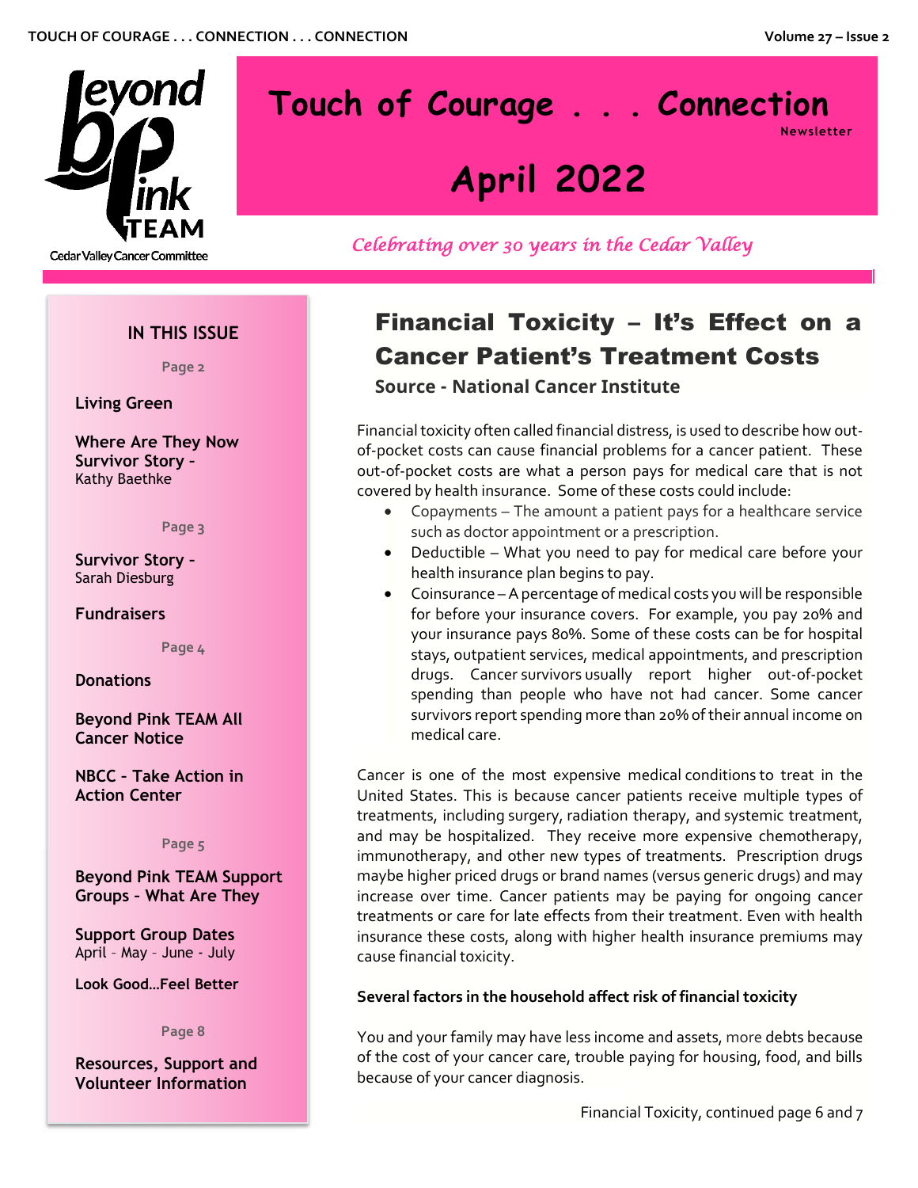Beyond Pink TEAM

Cedar Valley Cancer Committee

# Touch of Courage . . . Connection

Newsletter

# April 2022

*Celebrating over 30 years in the Cedar Valley*

## IN THIS ISSUE

Page 2

**Living Green**

**Where Are They Now Survivor Story -** Kathy Baethke

Page 3

**Survivor Story -** Sarah Diesburg

**Fundraisers**

Page 4

**Donations**

**Beyond Pink TEAM All Cancer Notice**

**NBCC - Take Action in Action Center**

Page 5

**Beyond Pink TEAM Support Groups - What Are They**

**Support Group Dates** April - May - June - July

**Look Good…Feel Better**

Page 8

**Resources, Support and Volunteer Information**

## Financial Toxicity – It's Effect on a Cancer Patient's Treatment Costs

### Source - National Cancer Institute

Financial toxicity often called financial distress, is used to describe how out-of-pocket costs can cause financial problems for a cancer patient. These out-of-pocket costs are what a person pays for medical care that is not covered by health insurance. Some of these costs could include:

- Copayments – The amount a patient pays for a healthcare service such as doctor appointment or a prescription.
- Deductible – What you need to pay for medical care before your health insurance plan begins to pay.
- Coinsurance – A percentage of medical costs you will be responsible for before your insurance covers. For example, you pay 20% and your insurance pays 80%. Some of these costs can be for hospital stays, outpatient services, medical appointments, and prescription drugs. Cancer survivors usually report higher out-of-pocket spending than people who have not had cancer. Some cancer survivors report spending more than 20% of their annual income on medical care.

Cancer is one of the most expensive medical conditions to treat in the United States. This is because cancer patients receive multiple types of treatments, including surgery, radiation therapy, and systemic treatment, and may be hospitalized. They receive more expensive chemotherapy, immunotherapy, and other new types of treatments. Prescription drugs maybe higher priced drugs or brand names (versus generic drugs) and may increase over time. Cancer patients may be paying for ongoing cancer treatments or care for late effects from their treatment. Even with health insurance these costs, along with higher health insurance premiums may cause financial toxicity.

**Several factors in the household affect risk of financial toxicity**

You and your family may have less income and assets, more debts because of the cost of your cancer care, trouble paying for housing, food, and bills because of your cancer diagnosis.

Financial Toxicity, continued page 6 and 7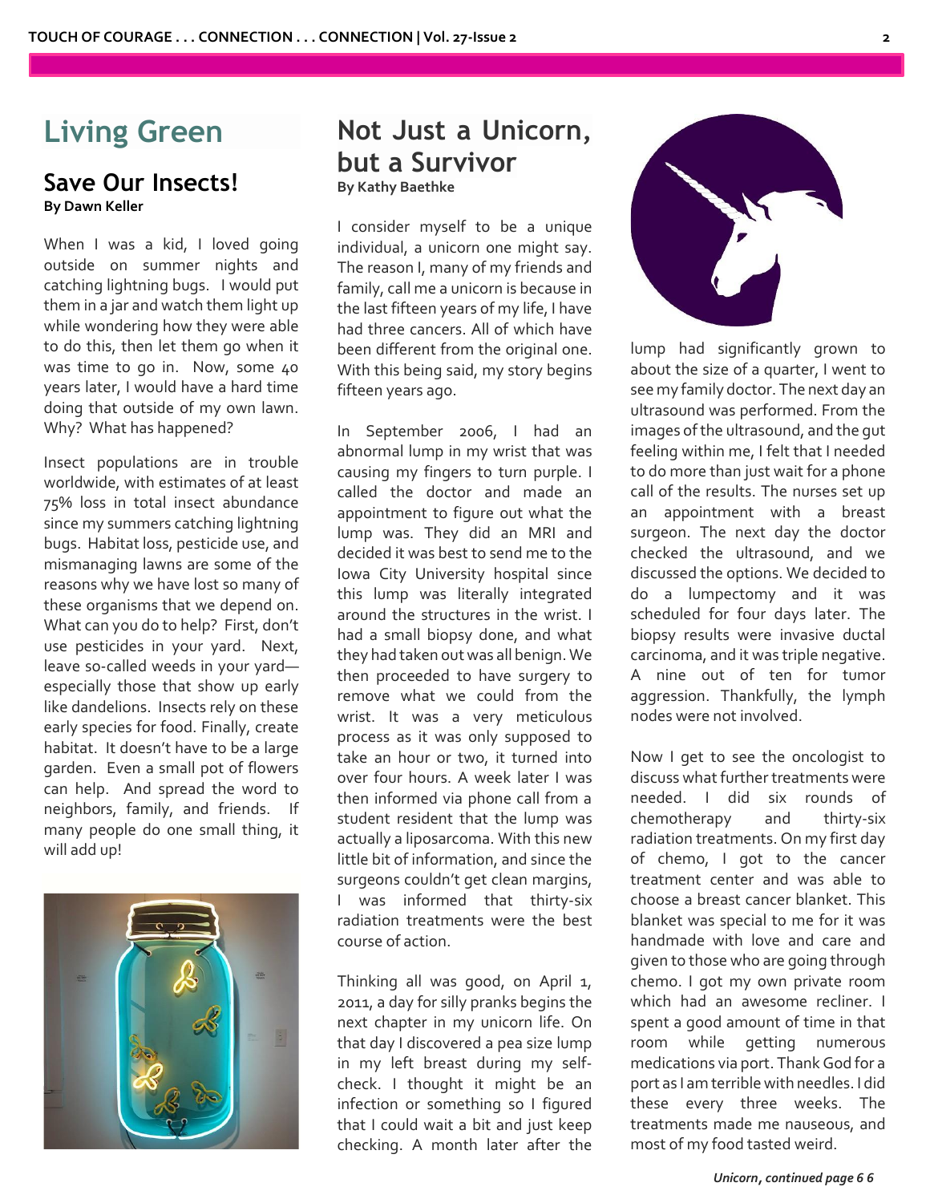# Living Green

## Save Our Insects!

**By Dawn Keller**

When I was a kid, I loved going outside on summer nights and catching lightning bugs. I would put them in a jar and watch them light up while wondering how they were able to do this, then let them go when it was time to go in. Now, some 40 years later, I would have a hard time doing that outside of my own lawn. Why? What has happened?

Insect populations are in trouble worldwide, with estimates of at least 75% loss in total insect abundance since my summers catching lightning bugs. Habitat loss, pesticide use, and mismanaging lawns are some of the reasons why we have lost so many of these organisms that we depend on. What can you do to help? First, don't use pesticides in your yard. Next, leave so-called weeds in your yard—especially those that show up early like dandelions. Insects rely on these early species for food. Finally, create habitat. It doesn't have to be a large garden. Even a small pot of flowers can help. And spread the word to neighbors, family, and friends. If many people do one small thing, it will add up!

# Not Just a Unicorn, but a Survivor

**By Kathy Baethke**

I consider myself to be a unique individual, a unicorn one might say. The reason I, many of my friends and family, call me a unicorn is because in the last fifteen years of my life, I have had three cancers. All of which have been different from the original one. With this being said, my story begins fifteen years ago.

In September 2006, I had an abnormal lump in my wrist that was causing my fingers to turn purple. I called the doctor and made an appointment to figure out what the lump was. They did an MRI and decided it was best to send me to the Iowa City University hospital since this lump was literally integrated around the structures in the wrist. I had a small biopsy done, and what they had taken out was all benign. We then proceeded to have surgery to remove what we could from the wrist. It was a very meticulous process as it was only supposed to take an hour or two, it turned into over four hours. A week later I was then informed via phone call from a student resident that the lump was actually a liposarcoma. With this new little bit of information, and since the surgeons couldn't get clean margins, I was informed that thirty-six radiation treatments were the best course of action.

Thinking all was good, on April 1, 2011, a day for silly pranks begins the next chapter in my unicorn life. On that day I discovered a pea size lump in my left breast during my self-check. I thought it might be an infection or something so I figured that I could wait a bit and just keep checking. A month later after the lump had significantly grown to about the size of a quarter, I went to see my family doctor. The next day an ultrasound was performed. From the images of the ultrasound, and the gut feeling within me, I felt that I needed to do more than just wait for a phone call of the results. The nurses set up an appointment with a breast surgeon. The next day the doctor checked the ultrasound, and we discussed the options. We decided to do a lumpectomy and it was scheduled for four days later. The biopsy results were invasive ductal carcinoma, and it was triple negative. A nine out of ten for tumor aggression. Thankfully, the lymph nodes were not involved.

Now I get to see the oncologist to discuss what further treatments were needed. I did six rounds of chemotherapy and thirty-six radiation treatments. On my first day of chemo, I got to the cancer treatment center and was able to choose a breast cancer blanket. This blanket was special to me for it was handmade with love and care and given to those who are going through chemo. I got my own private room which had an awesome recliner. I spent a good amount of time in that room while getting numerous medications via port. Thank God for a port as I am terrible with needles. I did these every three weeks. The treatments made me nauseous, and most of my food tasted weird.

*Unicorn, continued page 6*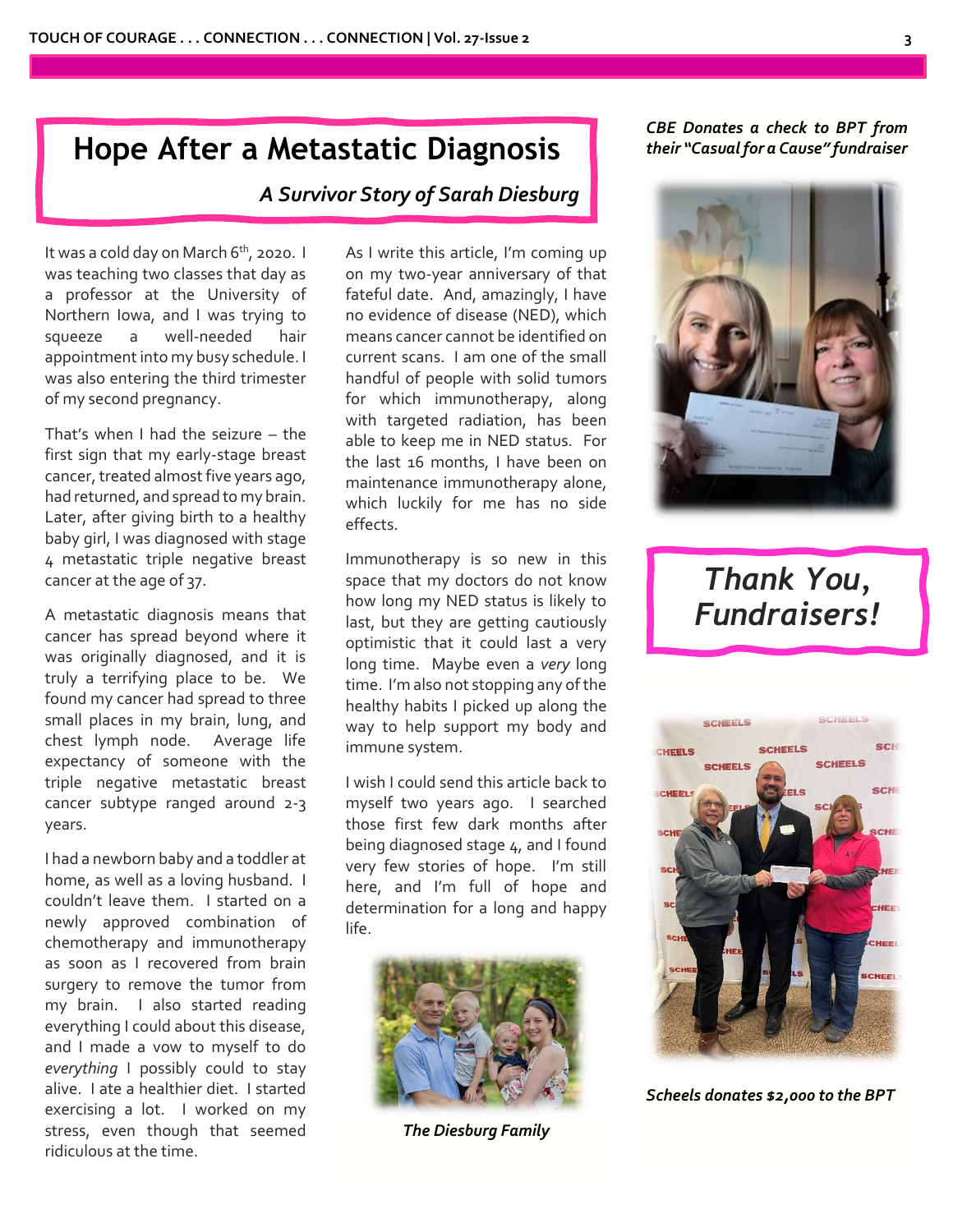# Hope After a Metastatic Diagnosis

### *A Survivor Story of Sarah Diesburg*

It was a cold day on March 6th, 2020. I was teaching two classes that day as a professor at the University of Northern Iowa, and I was trying to squeeze a well-needed hair appointment into my busy schedule. I was also entering the third trimester of my second pregnancy.

That's when I had the seizure – the first sign that my early-stage breast cancer, treated almost five years ago, had returned, and spread to my brain. Later, after giving birth to a healthy baby girl, I was diagnosed with stage 4 metastatic triple negative breast cancer at the age of 37.

A metastatic diagnosis means that cancer has spread beyond where it was originally diagnosed, and it is truly a terrifying place to be. We found my cancer had spread to three small places in my brain, lung, and chest lymph node. Average life expectancy of someone with the triple negative metastatic breast cancer subtype ranged around 2-3 years.

I had a newborn baby and a toddler at home, as well as a loving husband. I couldn't leave them. I started on a newly approved combination of chemotherapy and immunotherapy as soon as I recovered from brain surgery to remove the tumor from my brain. I also started reading everything I could about this disease, and I made a vow to myself to do *everything* I possibly could to stay alive. I ate a healthier diet. I started exercising a lot. I worked on my stress, even though that seemed ridiculous at the time.

As I write this article, I'm coming up on my two-year anniversary of that fateful date. And, amazingly, I have no evidence of disease (NED), which means cancer cannot be identified on current scans. I am one of the small handful of people with solid tumors for which immunotherapy, along with targeted radiation, has been able to keep me in NED status. For the last 16 months, I have been on maintenance immunotherapy alone, which luckily for me has no side effects.

Immunotherapy is so new in this space that my doctors do not know how long my NED status is likely to last, but they are getting cautiously optimistic that it could last a very long time. Maybe even a *very* long time. I'm also not stopping any of the healthy habits I picked up along the way to help support my body and immune system.

I wish I could send this article back to myself two years ago. I searched those first few dark months after being diagnosed stage 4, and I found very few stories of hope. I'm still here, and I'm full of hope and determination for a long and happy life.

*The Diesburg Family*

*CBE Donates a check to BPT from their "Casual for a Cause" fundraiser*

## *Thank You, Fundraisers!*

*Scheels donates $2,000 to the BPT*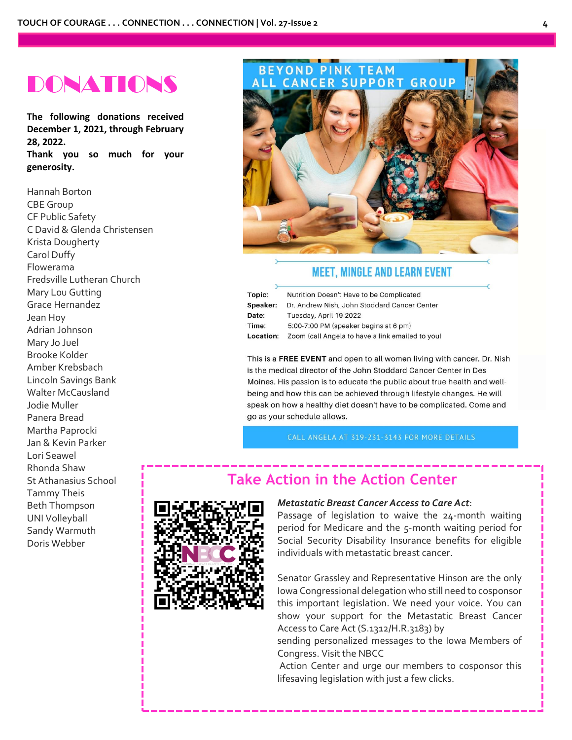# DONATIONS

**The following donations received December 1, 2021, through February 28, 2022.**
**Thank you so much for your generosity.**

Hannah Borton
CBE Group
CF Public Safety
C David & Glenda Christensen
Krista Dougherty
Carol Duffy
Flowerama
Fredsville Lutheran Church
Mary Lou Gutting
Grace Hernandez
Jean Hoy
Adrian Johnson
Mary Jo Juel
Brooke Kolder
Amber Krebsbach
Lincoln Savings Bank
Walter McCausland
Jodie Muller
Panera Bread
Martha Paprocki
Jan & Kevin Parker
Lori Seawel
Rhonda Shaw
St Athanasius School
Tammy Theis
Beth Thompson
UNI Volleyball
Sandy Warmuth
Doris Webber

## BEYOND PINK TEAM ALL CANCER SUPPORT GROUP

### MEET, MINGLE AND LEARN EVENT

**Topic:** Nutrition Doesn't Have to be Complicated
**Speaker:** Dr. Andrew Nish, John Stoddard Cancer Center
**Date:** Tuesday, April 19 2022
**Time:** 5:00-7:00 PM (speaker begins at 6 pm)
**Location:** Zoom (call Angela to have a link emailed to you)

This is a **FREE EVENT** and open to all women living with cancer. Dr. Nish is the medical director of the John Stoddard Cancer Center in Des Moines. His passion is to educate the public about true health and well-being and how this can be achieved through lifestyle changes. He will speak on how a healthy diet doesn't have to be complicated. Come and go as your schedule allows.

CALL ANGELA AT 319-231-3143 FOR MORE DETAILS

## Take Action in the Action Center

***Metastatic Breast Cancer Access to Care Act***:
Passage of legislation to waive the 24-month waiting period for Medicare and the 5-month waiting period for Social Security Disability Insurance benefits for eligible individuals with metastatic breast cancer.

Senator Grassley and Representative Hinson are the only Iowa Congressional delegation who still need to cosponsor this important legislation. We need your voice. You can show your support for the Metastatic Breast Cancer Access to Care Act (S.1312/H.R.3183) by sending personalized messages to the Iowa Members of Congress. Visit the NBCC Action Center and urge our members to cosponsor this lifesaving legislation with just a few clicks.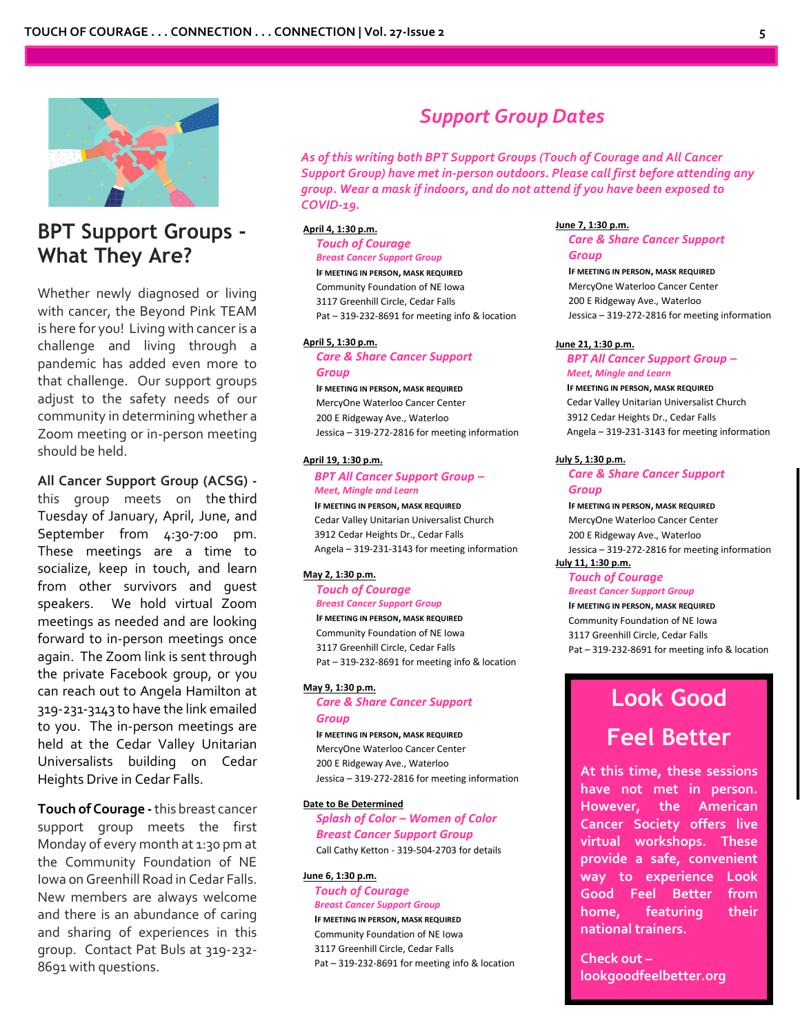## BPT Support Groups - What They Are?

Whether newly diagnosed or living with cancer, the Beyond Pink TEAM is here for you! Living with cancer is a challenge and living through a pandemic has added even more to that challenge. Our support groups adjust to the safety needs of our community in determining whether a Zoom meeting or in-person meeting should be held.

**All Cancer Support Group (ACSG) -** this group meets on the third Tuesday of January, April, June, and September from 4:30-7:00 pm. These meetings are a time to socialize, keep in touch, and learn from other survivors and guest speakers. We hold virtual Zoom meetings as needed and are looking forward to in-person meetings once again. The Zoom link is sent through the private Facebook group, or you can reach out to Angela Hamilton at 319-231-3143 to have the link emailed to you. The in-person meetings are held at the Cedar Valley Unitarian Universalists building on Cedar Heights Drive in Cedar Falls.

**Touch of Courage -** this breast cancer support group meets the first Monday of every month at 1:30 pm at the Community Foundation of NE Iowa on Greenhill Road in Cedar Falls. New members are always welcome and there is an abundance of caring and sharing of experiences in this group. Contact Pat Buls at 319-232-8691 with questions.

## *Support Group Dates*

*As of this writing both BPT Support Groups (Touch of Courage and All Cancer Support Group) have met in-person outdoors. Please call first before attending any group. Wear a mask if indoors, and do not attend if you have been exposed to COVID-19.*

**April 4, 1:30 p.m.**
*Touch of Courage*
*Breast Cancer Support Group*
**IF MEETING IN PERSON, MASK REQUIRED**
Community Foundation of NE Iowa
3117 Greenhill Circle, Cedar Falls
Pat – 319-232-8691 for meeting info & location

**April 5, 1:30 p.m.**
*Care & Share Cancer Support Group*
**IF MEETING IN PERSON, MASK REQUIRED**
MercyOne Waterloo Cancer Center
200 E Ridgeway Ave., Waterloo
Jessica – 319-272-2816 for meeting information

**April 19, 1:30 p.m.**
*BPT All Cancer Support Group – Meet, Mingle and Learn*
**IF MEETING IN PERSON, MASK REQUIRED**
Cedar Valley Unitarian Universalist Church
3912 Cedar Heights Dr., Cedar Falls
Angela – 319-231-3143 for meeting information

**May 2, 1:30 p.m.**
*Touch of Courage*
*Breast Cancer Support Group*
**IF MEETING IN PERSON, MASK REQUIRED**
Community Foundation of NE Iowa
3117 Greenhill Circle, Cedar Falls
Pat – 319-232-8691 for meeting info & location

**May 9, 1:30 p.m.**
*Care & Share Cancer Support Group*
**IF MEETING IN PERSON, MASK REQUIRED**
MercyOne Waterloo Cancer Center
200 E Ridgeway Ave., Waterloo
Jessica – 319-272-2816 for meeting information

**Date to Be Determined**
*Splash of Color – Women of Color Breast Cancer Support Group*
Call Cathy Ketton - 319-504-2703 for details

**June 6, 1:30 p.m.**
*Touch of Courage*
*Breast Cancer Support Group*
**IF MEETING IN PERSON, MASK REQUIRED**
Community Foundation of NE Iowa
3117 Greenhill Circle, Cedar Falls
Pat – 319-232-8691 for meeting info & location

**June 7, 1:30 p.m.**
*Care & Share Cancer Support Group*
**IF MEETING IN PERSON, MASK REQUIRED**
MercyOne Waterloo Cancer Center
200 E Ridgeway Ave., Waterloo
Jessica – 319-272-2816 for meeting information

**June 21, 1:30 p.m.**
*BPT All Cancer Support Group – Meet, Mingle and Learn*
**IF MEETING IN PERSON, MASK REQUIRED**
Cedar Valley Unitarian Universalist Church
3912 Cedar Heights Dr., Cedar Falls
Angela – 319-231-3143 for meeting information

**July 5, 1:30 p.m.**
*Care & Share Cancer Support Group*
**IF MEETING IN PERSON, MASK REQUIRED**
MercyOne Waterloo Cancer Center
200 E Ridgeway Ave., Waterloo
Jessica – 319-272-2816 for meeting information

**July 11, 1:30 p.m.**
*Touch of Courage*
*Breast Cancer Support Group*
**IF MEETING IN PERSON, MASK REQUIRED**
Community Foundation of NE Iowa
3117 Greenhill Circle, Cedar Falls
Pat – 319-232-8691 for meeting info & location

## Look Good Feel Better

**At this time, these sessions have not met in person. However, the American Cancer Society offers live virtual workshops. These provide a safe, convenient way to experience Look Good Feel Better from home, featuring their national trainers.**

**Check out – lookgoodfeelbetter.org**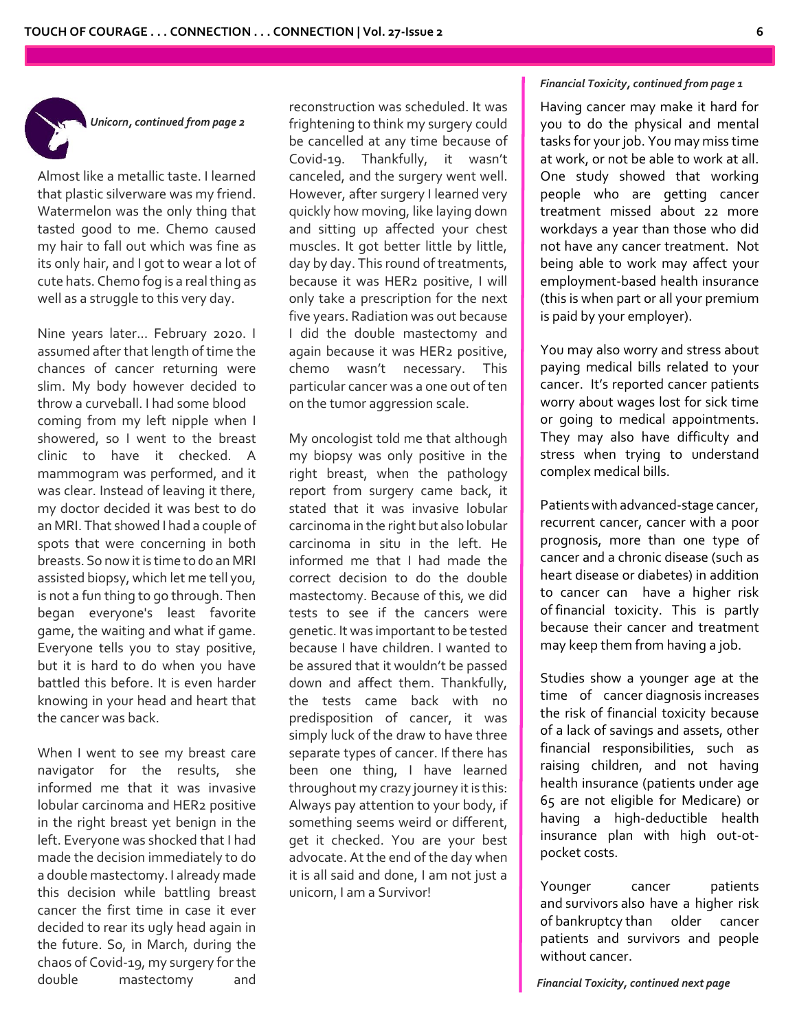*Unicorn, continued from page 2*

Almost like a metallic taste. I learned that plastic silverware was my friend. Watermelon was the only thing that tasted good to me. Chemo caused my hair to fall out which was fine as its only hair, and I got to wear a lot of cute hats. Chemo fog is a real thing as well as a struggle to this very day.

Nine years later... February 2020. I assumed after that length of time the chances of cancer returning were slim. My body however decided to throw a curveball. I had some blood coming from my left nipple when I showered, so I went to the breast clinic to have it checked. A mammogram was performed, and it was clear. Instead of leaving it there, my doctor decided it was best to do an MRI. That showed I had a couple of spots that were concerning in both breasts. So now it is time to do an MRI assisted biopsy, which let me tell you, is not a fun thing to go through. Then began everyone's least favorite game, the waiting and what if game. Everyone tells you to stay positive, but it is hard to do when you have battled this before. It is even harder knowing in your head and heart that the cancer was back.

When I went to see my breast care navigator for the results, she informed me that it was invasive lobular carcinoma and HER2 positive in the right breast yet benign in the left. Everyone was shocked that I had made the decision immediately to do a double mastectomy. I already made this decision while battling breast cancer the first time in case it ever decided to rear its ugly head again in the future. So, in March, during the chaos of Covid-19, my surgery for the double mastectomy and reconstruction was scheduled. It was frightening to think my surgery could be cancelled at any time because of Covid-19. Thankfully, it wasn't canceled, and the surgery went well. However, after surgery I learned very quickly how moving, like laying down and sitting up affected your chest muscles. It got better little by little, day by day. This round of treatments, because it was HER2 positive, I will only take a prescription for the next five years. Radiation was out because I did the double mastectomy and again because it was HER2 positive, chemo wasn't necessary. This particular cancer was a one out of ten on the tumor aggression scale.

My oncologist told me that although my biopsy was only positive in the right breast, when the pathology report from surgery came back, it stated that it was invasive lobular carcinoma in the right but also lobular carcinoma in situ in the left. He informed me that I had made the correct decision to do the double mastectomy. Because of this, we did tests to see if the cancers were genetic. It was important to be tested because I have children. I wanted to be assured that it wouldn't be passed down and affect them. Thankfully, the tests came back with no predisposition of cancer, it was simply luck of the draw to have three separate types of cancer. If there has been one thing, I have learned throughout my crazy journey it is this: Always pay attention to your body, if something seems weird or different, get it checked. You are your best advocate. At the end of the day when it is all said and done, I am not just a unicorn, I am a Survivor!

*Financial Toxicity, continued from page 1*

Having cancer may make it hard for you to do the physical and mental tasks for your job. You may miss time at work, or not be able to work at all. One study showed that working people who are getting cancer treatment missed about 22 more workdays a year than those who did not have any cancer treatment. Not being able to work may affect your employment-based health insurance (this is when part or all your premium is paid by your employer).

You may also worry and stress about paying medical bills related to your cancer. It's reported cancer patients worry about wages lost for sick time or going to medical appointments. They may also have difficulty and stress when trying to understand complex medical bills.

Patients with advanced-stage cancer, recurrent cancer, cancer with a poor prognosis, more than one type of cancer and a chronic disease (such as heart disease or diabetes) in addition to cancer can have a higher risk of financial toxicity. This is partly because their cancer and treatment may keep them from having a job.

Studies show a younger age at the time of cancer diagnosis increases the risk of financial toxicity because of a lack of savings and assets, other financial responsibilities, such as raising children, and not having health insurance (patients under age 65 are not eligible for Medicare) or having a high-deductible health insurance plan with high out-ot-pocket costs.

Younger cancer patients and survivors also have a higher risk of bankruptcy than older cancer patients and survivors and people without cancer.

*Financial Toxicity, continued next page*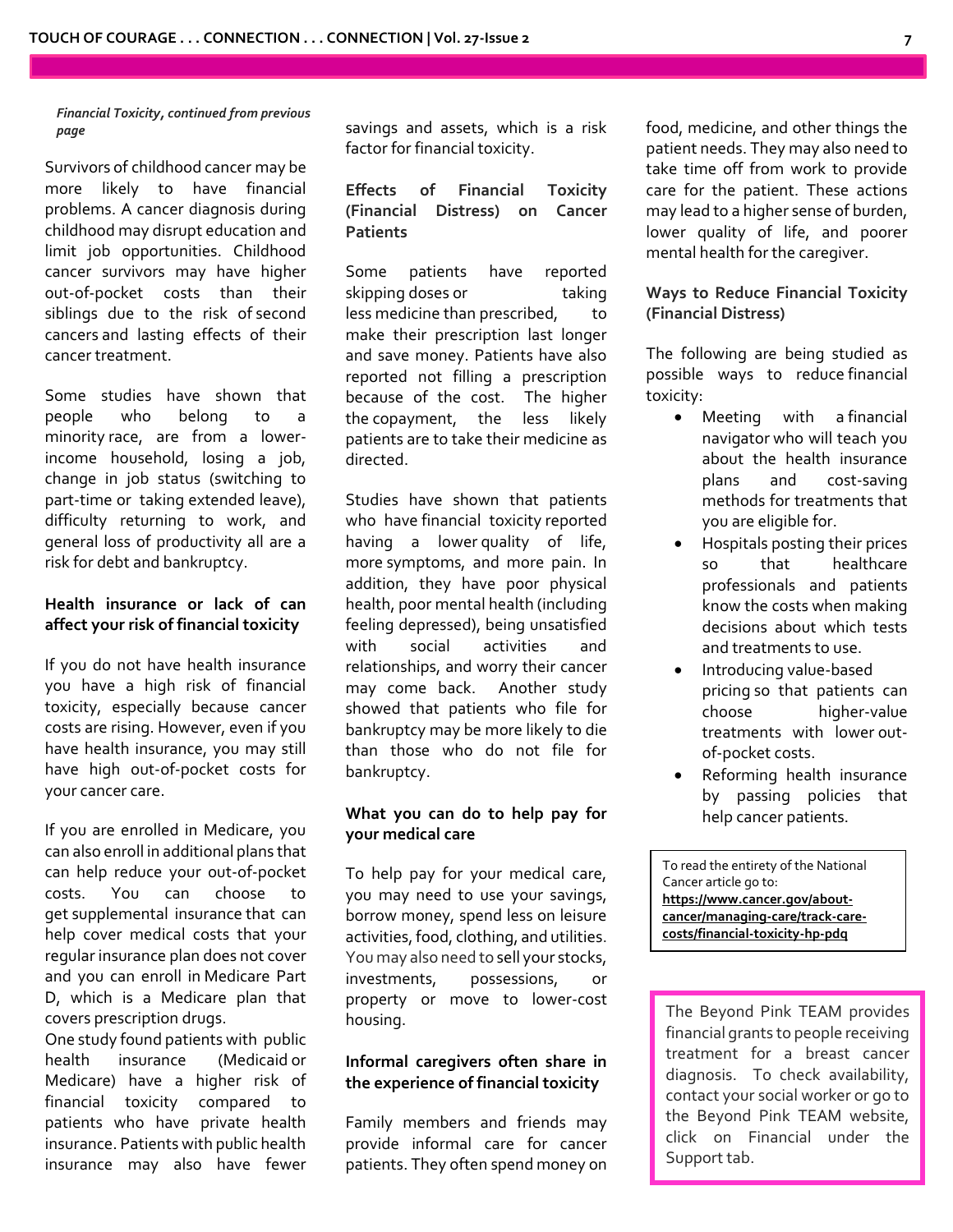*Financial Toxicity, continued from previous page*

Survivors of childhood cancer may be more likely to have financial problems. A cancer diagnosis during childhood may disrupt education and limit job opportunities. Childhood cancer survivors may have higher out-of-pocket costs than their siblings due to the risk of second cancers and lasting effects of their cancer treatment.

Some studies have shown that people who belong to a minority race, are from a lower-income household, losing a job, change in job status (switching to part-time or taking extended leave), difficulty returning to work, and general loss of productivity all are a risk for debt and bankruptcy.

**Health insurance or lack of can affect your risk of financial toxicity**

If you do not have health insurance you have a high risk of financial toxicity, especially because cancer costs are rising. However, even if you have health insurance, you may still have high out-of-pocket costs for your cancer care.

If you are enrolled in Medicare, you can also enroll in additional plans that can help reduce your out-of-pocket costs. You can choose to get supplemental insurance that can help cover medical costs that your regular insurance plan does not cover and you can enroll in Medicare Part D, which is a Medicare plan that covers prescription drugs.

One study found patients with public health insurance (Medicaid or Medicare) have a higher risk of financial toxicity compared to patients who have private health insurance. Patients with public health insurance may also have fewer savings and assets, which is a risk factor for financial toxicity.

**Effects of Financial Toxicity (Financial Distress) on Cancer Patients**

Some patients have reported skipping doses or taking less medicine than prescribed, to make their prescription last longer and save money. Patients have also reported not filling a prescription because of the cost. The higher the copayment, the less likely patients are to take their medicine as directed.

Studies have shown that patients who have financial toxicity reported having a lower quality of life, more symptoms, and more pain. In addition, they have poor physical health, poor mental health (including feeling depressed), being unsatisfied with social activities and relationships, and worry their cancer may come back. Another study showed that patients who file for bankruptcy may be more likely to die than those who do not file for bankruptcy.

**What you can do to help pay for your medical care**

To help pay for your medical care, you may need to use your savings, borrow money, spend less on leisure activities, food, clothing, and utilities. You may also need to sell your stocks, investments, possessions, or property or move to lower-cost housing.

**Informal caregivers often share in the experience of financial toxicity**

Family members and friends may provide informal care for cancer patients. They often spend money on food, medicine, and other things the patient needs. They may also need to take time off from work to provide care for the patient. These actions may lead to a higher sense of burden, lower quality of life, and poorer mental health for the caregiver.

**Ways to Reduce Financial Toxicity (Financial Distress)**

The following are being studied as possible ways to reduce financial toxicity:

- Meeting with a financial navigator who will teach you about the health insurance plans and cost-saving methods for treatments that you are eligible for.
- Hospitals posting their prices so that healthcare professionals and patients know the costs when making decisions about which tests and treatments to use.
- Introducing value-based pricing so that patients can choose higher-value treatments with lower out-of-pocket costs.
- Reforming health insurance by passing policies that help cancer patients.

To read the entirety of the National Cancer article go to: **https://www.cancer.gov/about-cancer/managing-care/track-care-costs/financial-toxicity-hp-pdq**

The Beyond Pink TEAM provides financial grants to people receiving treatment for a breast cancer diagnosis. To check availability, contact your social worker or go to the Beyond Pink TEAM website, click on Financial under the Support tab.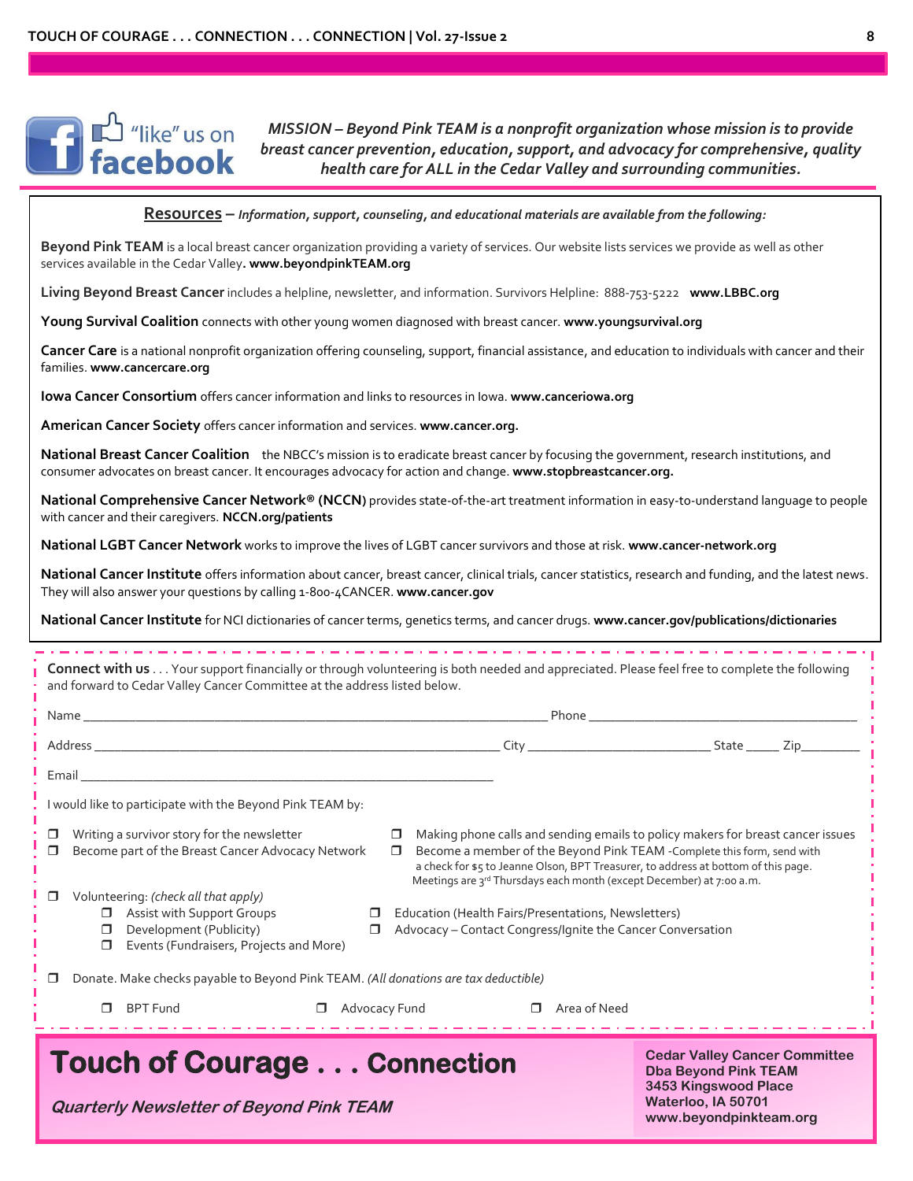"like" us on facebook

*MISSION – Beyond Pink TEAM is a nonprofit organization whose mission is to provide breast cancer prevention, education, support, and advocacy for comprehensive, quality health care for ALL in the Cedar Valley and surrounding communities.*

## Resources – *Information, support, counseling, and educational materials are available from the following:*

**Beyond Pink TEAM** is a local breast cancer organization providing a variety of services. Our website lists services we provide as well as other services available in the Cedar Valley**. www.beyondpinkTEAM.org**

**Living Beyond Breast Cancer** includes a helpline, newsletter, and information. Survivors Helpline: 888-753-5222 **www.LBBC.org**

**Young Survival Coalition** connects with other young women diagnosed with breast cancer. **www.youngsurvival.org**

**Cancer Care** is a national nonprofit organization offering counseling, support, financial assistance, and education to individuals with cancer and their families. **www.cancercare.org**

**Iowa Cancer Consortium** offers cancer information and links to resources in Iowa. **www.canceriowa.org**

**American Cancer Society** offers cancer information and services. **www.cancer.org.**

**National Breast Cancer Coalition** the NBCC's mission is to eradicate breast cancer by focusing the government, research institutions, and consumer advocates on breast cancer. It encourages advocacy for action and change. **www.stopbreastcancer.org.**

**National Comprehensive Cancer Network® (NCCN)** provides state-of-the-art treatment information in easy-to-understand language to people with cancer and their caregivers. **NCCN.org/patients**

**National LGBT Cancer Network** works to improve the lives of LGBT cancer survivors and those at risk. **www.cancer-network.org**

**National Cancer Institute** offers information about cancer, breast cancer, clinical trials, cancer statistics, research and funding, and the latest news. They will also answer your questions by calling 1-800-4CANCER. **www.cancer.gov**

**National Cancer Institute** for NCI dictionaries of cancer terms, genetics terms, and cancer drugs. **www.cancer.gov/publications/dictionaries**

---

**Connect with us** . . . Your support financially or through volunteering is both needed and appreciated. Please feel free to complete the following and forward to Cedar Valley Cancer Committee at the address listed below.

Name ______________________________ Phone ____________________

Address ______________________________ City ______________ State _____ Zip_________

Email ______________________________

I would like to participate with the Beyond Pink TEAM by:

- ☐ Writing a survivor story for the newsletter
- ☐ Become part of the Breast Cancer Advocacy Network
- ☐ Making phone calls and sending emails to policy makers for breast cancer issues
- ☐ Become a member of the Beyond Pink TEAM -Complete this form, send with a check for $5 to Jeanne Olson, BPT Treasurer, to address at bottom of this page. Meetings are 3rd Thursdays each month (except December) at 7:00 a.m.
- ☐ Volunteering: *(check all that apply)*
  - ☐ Assist with Support Groups
  - ☐ Development (Publicity)
  - ☐ Events (Fundraisers, Projects and More)
  - ☐ Education (Health Fairs/Presentations, Newsletters)
  - ☐ Advocacy – Contact Congress/Ignite the Cancer Conversation
- ☐ Donate. Make checks payable to Beyond Pink TEAM. *(All donations are tax deductible)*
  - ☐ BPT Fund
  - ☐ Advocacy Fund
  - ☐ Area of Need

---

# Touch of Courage . . . Connection

***Quarterly Newsletter of Beyond Pink TEAM***

**Cedar Valley Cancer Committee**
**Dba Beyond Pink TEAM**
**3453 Kingswood Place**
**Waterloo, IA 50701**
**www.beyondpinkteam.org**